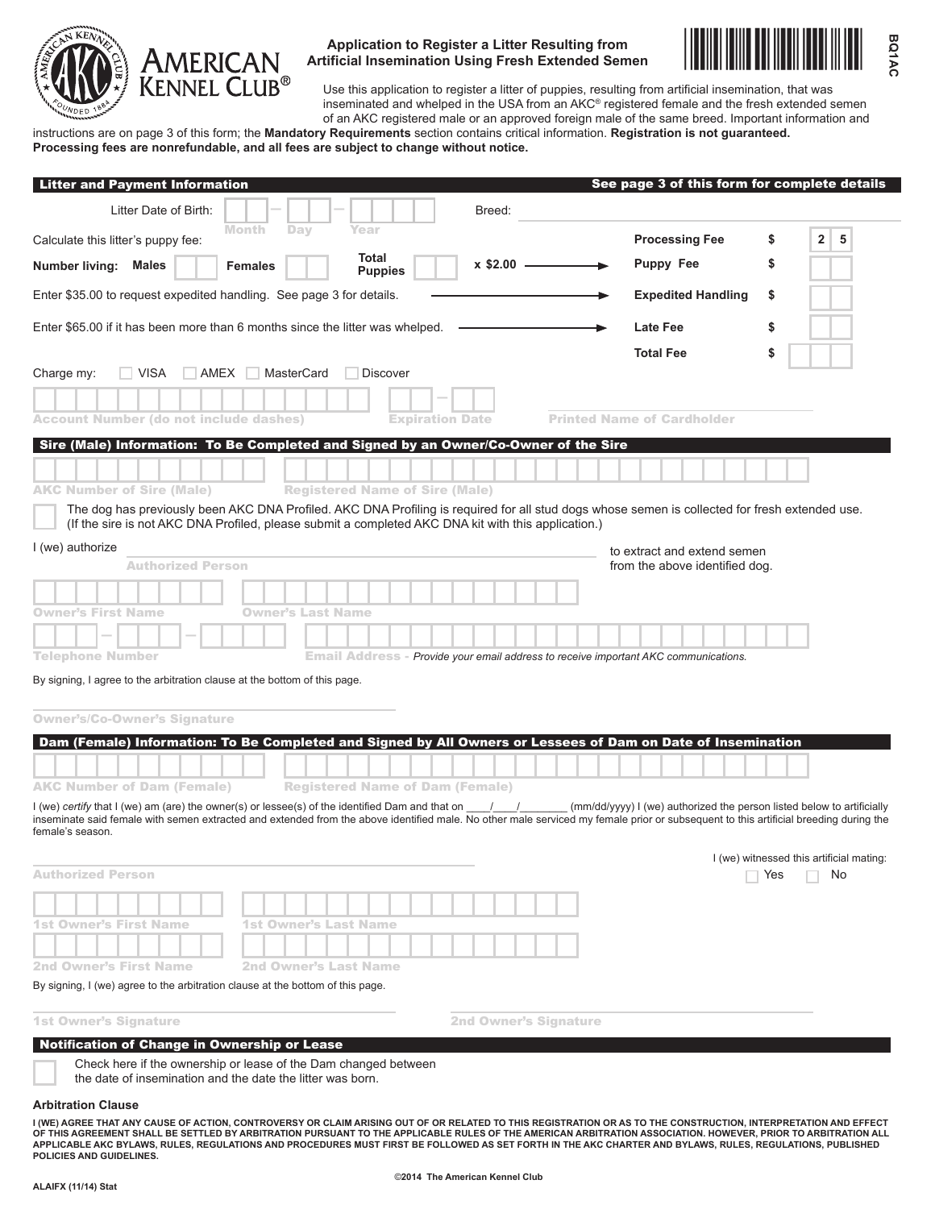# AMERICAN KENNEL CLUB®

## Application to Register a Litter Resulting from Artificial Insemination Using Fresh Extended Semen

BQ1AC

Use this application to register a litter of puppies, resulting from artificial insemination, that was inseminated and whelped in the USA from an AKC® registered female and the fresh extended semen of an AKC registered male or an approved foreign male of the same breed. Important information and instructions are on page 3 of this form; the **Mandatory Requirements** section contains critical information. **Registration is not guaranteed. Processing fees are nonrefundable, and all fees are subject to change without notice.**

### Litter and Payment Information — See page 3 of this form for complete details

Litter Date of Birth: ____ – ____ – ____ (Month Day Year) Breed: ____________

Calculate this litter's puppy fee:

**Number living: Males** ____ **Females** ____ **Total Puppies** ____ x $2.00 ⟶

| | |
|---|---|
| **Processing Fee** | $ 25 |
| **Puppy Fee** | $ |
| **Expedited Handling** | $ |
| **Late Fee** | $ |
| **Total Fee** | $ |

Enter $35.00 to request expedited handling. See page 3 for details. ⟶ Expedited Handling

Enter $65.00 if it has been more than 6 months since the litter was whelped. ⟶ Late Fee

Charge my: ☐ VISA ☐ AMEX ☐ MasterCard ☐ Discover

Account Number (do not include dashes) ____________ Expiration Date ____ – ____ Printed Name of Cardholder ____________

### Sire (Male) Information: To Be Completed and Signed by an Owner/Co-Owner of the Sire

AKC Number of Sire (Male) ____________ Registered Name of Sire (Male) ____________

☐ The dog has previously been AKC DNA Profiled. AKC DNA Profiling is required for all stud dogs whose semen is collected for fresh extended use. (If the sire is not AKC DNA Profiled, please submit a completed AKC DNA kit with this application.)

I (we) authorize ____________ (Authorized Person) to extract and extend semen from the above identified dog.

Owner's First Name ____________ Owner's Last Name ____________

Telephone Number ____ – ____ – ____ Email Address - *Provide your email address to receive important AKC communications.*

By signing, I agree to the arbitration clause at the bottom of this page.

Owner's/Co-Owner's Signature ____________

### Dam (Female) Information: To Be Completed and Signed by All Owners or Lessees of Dam on Date of Insemination

AKC Number of Dam (Female) ____________ Registered Name of Dam (Female) ____________

I (we) *certify* that I (we) am (are) the owner(s) or lessee(s) of the identified Dam and that on ____/____/________ (mm/dd/yyyy) I (we) authorized the person listed below to artificially inseminate said female with semen extracted and extended from the above identified male. No other male serviced my female prior or subsequent to this artificial breeding during the female's season.

Authorized Person ____________

I (we) witnessed this artificial mating: ☐ Yes ☐ No

1st Owner's First Name ____________ 1st Owner's Last Name ____________

2nd Owner's First Name ____________ 2nd Owner's Last Name ____________

By signing, I (we) agree to the arbitration clause at the bottom of this page.

1st Owner's Signature ____________ 2nd Owner's Signature ____________

### Notification of Change in Ownership or Lease

☐ Check here if the ownership or lease of the Dam changed between the date of insemination and the date the litter was born.

### Arbitration Clause

**I (WE) AGREE THAT ANY CAUSE OF ACTION, CONTROVERSY OR CLAIM ARISING OUT OF OR RELATED TO THIS REGISTRATION OR AS TO THE CONSTRUCTION, INTERPRETATION AND EFFECT OF THIS AGREEMENT SHALL BE SETTLED BY ARBITRATION PURSUANT TO THE APPLICABLE RULES OF THE AMERICAN ARBITRATION ASSOCIATION. HOWEVER, PRIOR TO ARBITRATION ALL APPLICABLE AKC BYLAWS, RULES, REGULATIONS AND PROCEDURES MUST FIRST BE FOLLOWED AS SET FORTH IN THE AKC CHARTER AND BYLAWS, RULES, REGULATIONS, PUBLISHED POLICIES AND GUIDELINES.**

©2014 The American Kennel Club

ALAIFX (11/14) Stat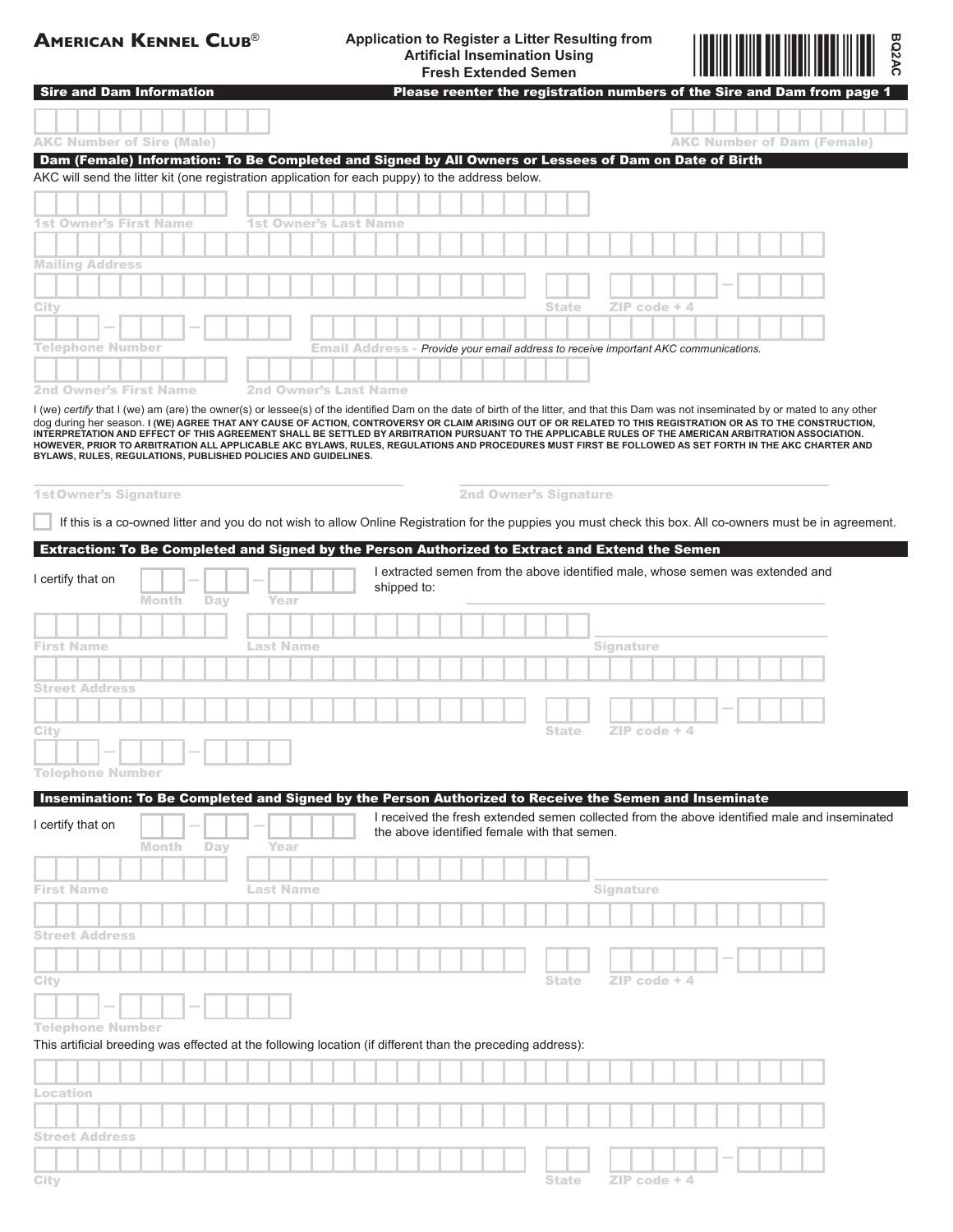# AMERICAN KENNEL CLUB®

**Application to Register a Litter Resulting from Artificial Insemination Using Fresh Extended Semen**

BQ2AC

## Sire and Dam Information

**Please reenter the registration numbers of the Sire and Dam from page 1**

AKC Number of Sire (Male)

AKC Number of Dam (Female)

## Dam (Female) Information: To Be Completed and Signed by All Owners or Lessees of Dam on Date of Birth

AKC will send the litter kit (one registration application for each puppy) to the address below.

1st Owner's First Name

1st Owner's Last Name

Mailing Address

City

State

ZIP code + 4

Telephone Number

Email Address - *Provide your email address to receive important AKC communications.*

2nd Owner's First Name

2nd Owner's Last Name

I (we) *certify* that I (we) am (are) the owner(s) or lessee(s) of the identified Dam on the date of birth of the litter, and that this Dam was not inseminated by or mated to any other dog during her season. **I (WE) AGREE THAT ANY CAUSE OF ACTION, CONTROVERSY OR CLAIM ARISING OUT OF OR RELATED TO THIS REGISTRATION OR AS TO THE CONSTRUCTION, INTERPRETATION AND EFFECT OF THIS AGREEMENT SHALL BE SETTLED BY ARBITRATION PURSUANT TO THE APPLICABLE RULES OF THE AMERICAN ARBITRATION ASSOCIATION. HOWEVER, PRIOR TO ARBITRATION ALL APPLICABLE AKC BYLAWS, RULES, REGULATIONS AND PROCEDURES MUST FIRST BE FOLLOWED AS SET FORTH IN THE AKC CHARTER AND BYLAWS, RULES, REGULATIONS, PUBLISHED POLICIES AND GUIDELINES.**

1st Owner's Signature

2nd Owner's Signature

☐ If this is a co-owned litter and you do not wish to allow Online Registration for the puppies you must check this box. All co-owners must be in agreement.

## Extraction: To Be Completed and Signed by the Person Authorized to Extract and Extend the Semen

I certify that on Month – Day – Year I extracted semen from the above identified male, whose semen was extended and shipped to:

First Name

Last Name

Signature

Street Address

City

State

ZIP code + 4

Telephone Number

## Insemination: To Be Completed and Signed by the Person Authorized to Receive the Semen and Inseminate

I certify that on Month – Day – Year I received the fresh extended semen collected from the above identified male and inseminated the above identified female with that semen.

First Name

Last Name

Signature

Street Address

City

State

ZIP code + 4

Telephone Number

This artificial breeding was effected at the following location (if different than the preceding address):

Location

Street Address

City

State

ZIP code + 4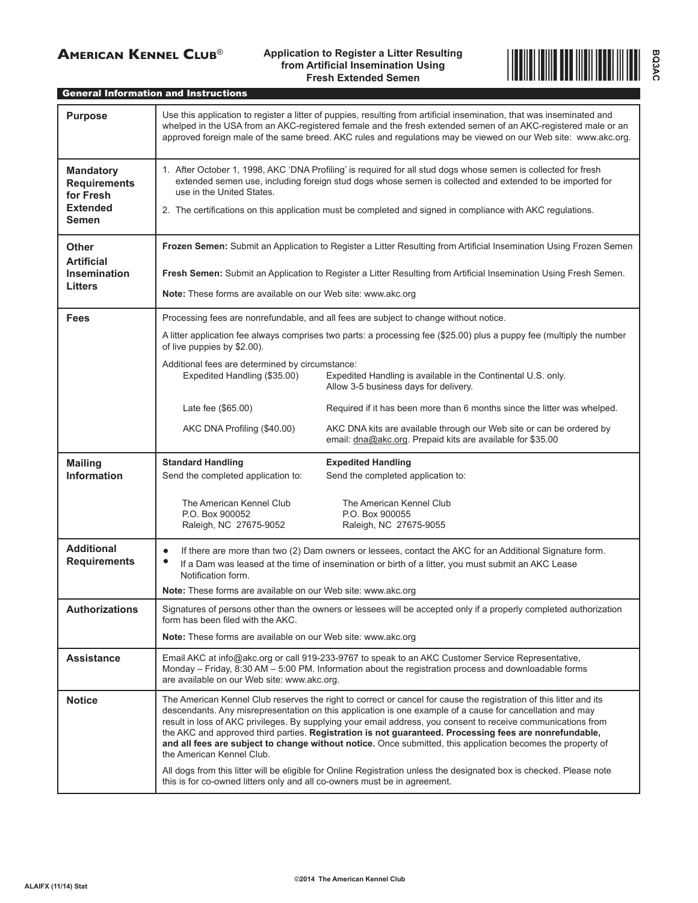# American Kennel Club®

**Application to Register a Litter Resulting from Artificial Insemination Using Fresh Extended Semen**

BQ3AC

## General Information and Instructions

| | |
|---|---|
| **Purpose** | Use this application to register a litter of puppies, resulting from artificial insemination, that was inseminated and whelped in the USA from an AKC-registered female and the fresh extended semen of an AKC-registered male or an approved foreign male of the same breed. AKC rules and regulations may be viewed on our Web site: www.akc.org. |
| **Mandatory Requirements for Fresh Extended Semen** | 1. After October 1, 1998, AKC 'DNA Profiling' is required for all stud dogs whose semen is collected for fresh extended semen use, including foreign stud dogs whose semen is collected and extended to be imported for use in the United States.<br>2. The certifications on this application must be completed and signed in compliance with AKC regulations. |
| **Other Artificial Insemination Litters** | **Frozen Semen:** Submit an Application to Register a Litter Resulting from Artificial Insemination Using Frozen Semen<br>**Fresh Semen:** Submit an Application to Register a Litter Resulting from Artificial Insemination Using Fresh Semen.<br>**Note:** These forms are available on our Web site: www.akc.org |
| **Fees** | Processing fees are nonrefundable, and all fees are subject to change without notice.<br>A litter application fee always comprises two parts: a processing fee ($25.00) plus a puppy fee (multiply the number of live puppies by $2.00).<br>Additional fees are determined by circumstance:<br>Expedited Handling ($35.00) — Expedited Handling is available in the Continental U.S. only. Allow 3-5 business days for delivery.<br>Late fee ($65.00) — Required if it has been more than 6 months since the litter was whelped.<br>AKC DNA Profiling ($40.00) — AKC DNA kits are available through our Web site or can be ordered by email: dna@akc.org. Prepaid kits are available for $35.00 |
| **Mailing Information** | **Standard Handling** — Send the completed application to: The American Kennel Club, P.O. Box 900052, Raleigh, NC 27675-9052<br>**Expedited Handling** — Send the completed application to: The American Kennel Club, P.O. Box 900055, Raleigh, NC 27675-9055 |
| **Additional Requirements** | • If there are more than two (2) Dam owners or lessees, contact the AKC for an Additional Signature form.<br>• If a Dam was leased at the time of insemination or birth of a litter, you must submit an AKC Lease Notification form.<br>**Note:** These forms are available on our Web site: www.akc.org |
| **Authorizations** | Signatures of persons other than the owners or lessees will be accepted only if a properly completed authorization form has been filed with the AKC.<br>**Note:** These forms are available on our Web site: www.akc.org |
| **Assistance** | Email AKC at info@akc.org or call 919-233-9767 to speak to an AKC Customer Service Representative, Monday – Friday, 8:30 AM – 5:00 PM. Information about the registration process and downloadable forms are available on our Web site: www.akc.org. |
| **Notice** | The American Kennel Club reserves the right to correct or cancel for cause the registration of this litter and its descendants. Any misrepresentation on this application is one example of a cause for cancellation and may result in loss of AKC privileges. By supplying your email address, you consent to receive communications from the AKC and approved third parties. **Registration is not guaranteed. Processing fees are nonrefundable, and all fees are subject to change without notice.** Once submitted, this application becomes the property of the American Kennel Club.<br>All dogs from this litter will be eligible for Online Registration unless the designated box is checked. Please note this is for co-owned litters only and all co-owners must be in agreement. |

ALAIFX (11/14) Stat

©2014 The American Kennel Club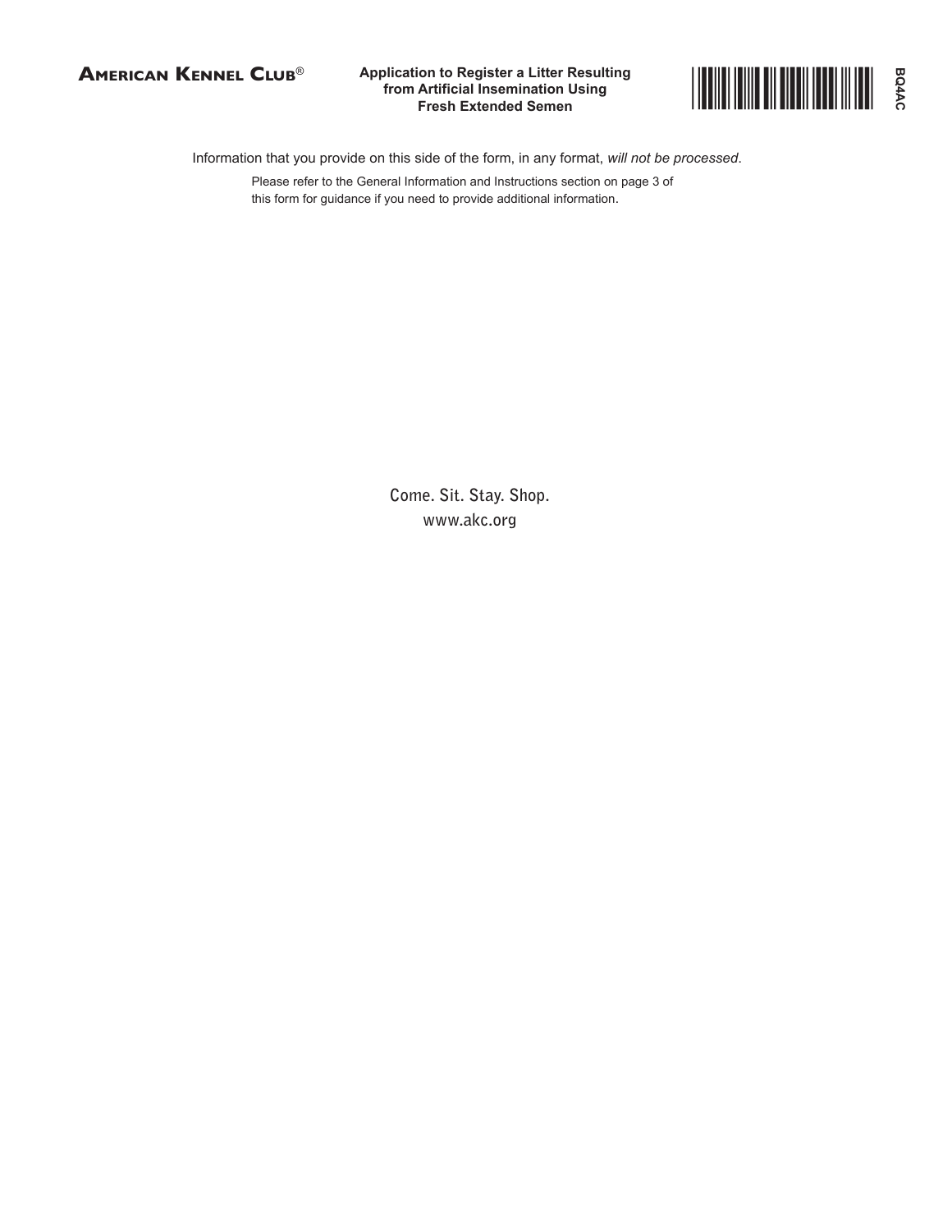**AMERICAN KENNEL CLUB®**

**Application to Register a Litter Resulting from Artificial Insemination Using Fresh Extended Semen**

**BQ4AC**

Information that you provide on this side of the form, in any format, *will not be processed*.

Please refer to the General Information and Instructions section on page 3 of this form for guidance if you need to provide additional information.

Come. Sit. Stay. Shop.
www.akc.org